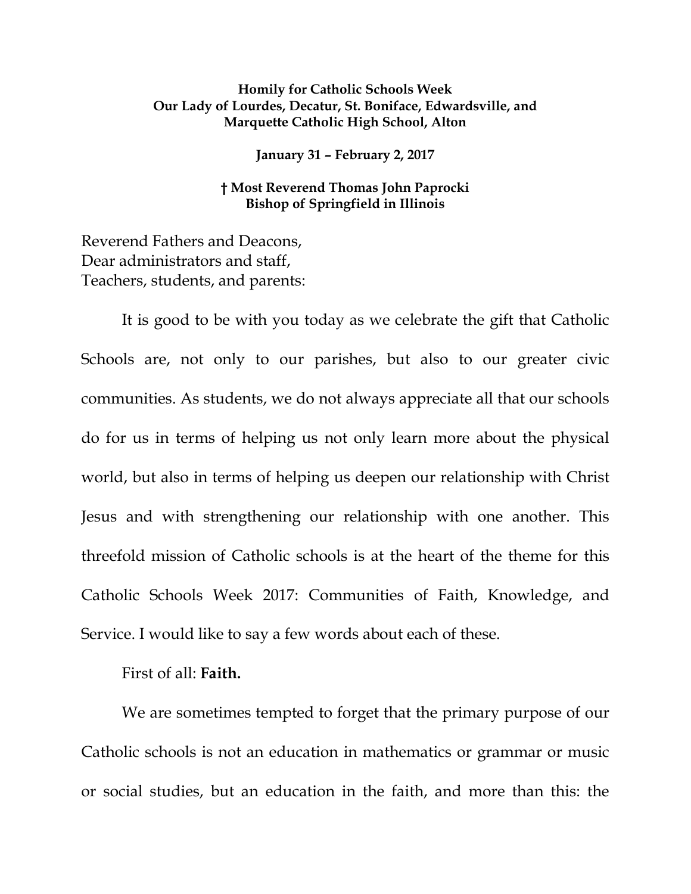**Homily for Catholic Schools Week**
**Our Lady of Lourdes, Decatur, St. Boniface, Edwardsville, and Marquette Catholic High School, Alton**

**January 31 – February 2, 2017**

**† Most Reverend Thomas John Paprocki**
**Bishop of Springfield in Illinois**

Reverend Fathers and Deacons,
Dear administrators and staff,
Teachers, students, and parents:

It is good to be with you today as we celebrate the gift that Catholic Schools are, not only to our parishes, but also to our greater civic communities. As students, we do not always appreciate all that our schools do for us in terms of helping us not only learn more about the physical world, but also in terms of helping us deepen our relationship with Christ Jesus and with strengthening our relationship with one another. This threefold mission of Catholic schools is at the heart of the theme for this Catholic Schools Week 2017: Communities of Faith, Knowledge, and Service. I would like to say a few words about each of these.

First of all: **Faith.**

We are sometimes tempted to forget that the primary purpose of our Catholic schools is not an education in mathematics or grammar or music or social studies, but an education in the faith, and more than this: the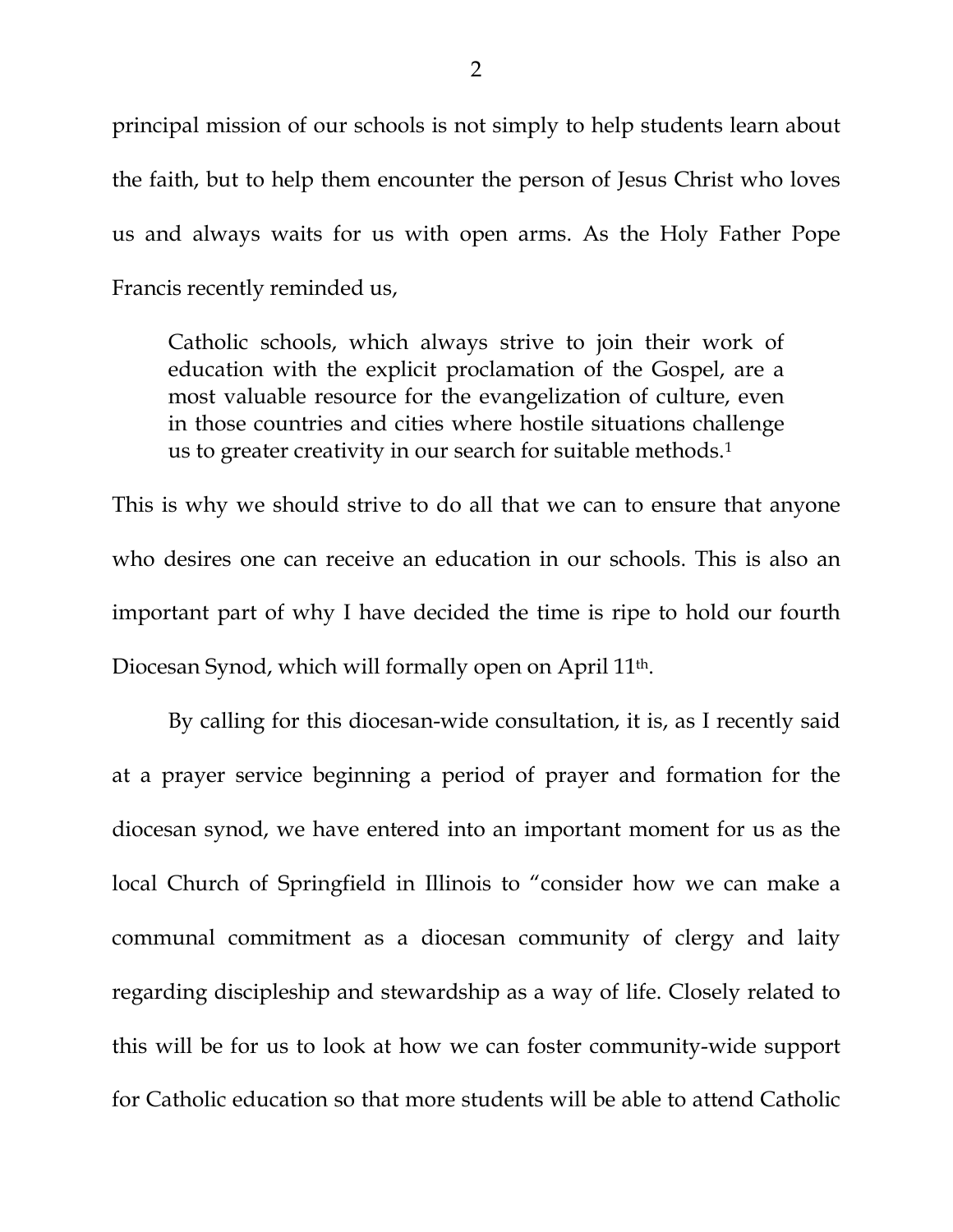principal mission of our schools is not simply to help students learn about the faith, but to help them encounter the person of Jesus Christ who loves us and always waits for us with open arms. As the Holy Father Pope Francis recently reminded us,

> Catholic schools, which always strive to join their work of education with the explicit proclamation of the Gospel, are a most valuable resource for the evangelization of culture, even in those countries and cities where hostile situations challenge us to greater creativity in our search for suitable methods.[1]

This is why we should strive to do all that we can to ensure that anyone who desires one can receive an education in our schools. This is also an important part of why I have decided the time is ripe to hold our fourth Diocesan Synod, which will formally open on April 11th.

By calling for this diocesan-wide consultation, it is, as I recently said at a prayer service beginning a period of prayer and formation for the diocesan synod, we have entered into an important moment for us as the local Church of Springfield in Illinois to "consider how we can make a communal commitment as a diocesan community of clergy and laity regarding discipleship and stewardship as a way of life. Closely related to this will be for us to look at how we can foster community-wide support for Catholic education so that more students will be able to attend Catholic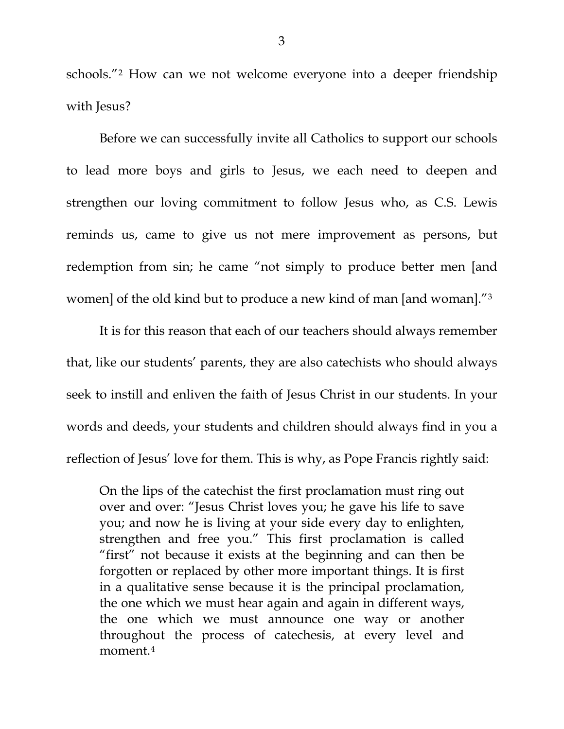schools."[2] How can we not welcome everyone into a deeper friendship with Jesus?

Before we can successfully invite all Catholics to support our schools to lead more boys and girls to Jesus, we each need to deepen and strengthen our loving commitment to follow Jesus who, as C.S. Lewis reminds us, came to give us not mere improvement as persons, but redemption from sin; he came "not simply to produce better men [and women] of the old kind but to produce a new kind of man [and woman]."[3]

It is for this reason that each of our teachers should always remember that, like our students' parents, they are also catechists who should always seek to instill and enliven the faith of Jesus Christ in our students. In your words and deeds, your students and children should always find in you a reflection of Jesus' love for them. This is why, as Pope Francis rightly said:

> On the lips of the catechist the first proclamation must ring out over and over: "Jesus Christ loves you; he gave his life to save you; and now he is living at your side every day to enlighten, strengthen and free you." This first proclamation is called "first" not because it exists at the beginning and can then be forgotten or replaced by other more important things. It is first in a qualitative sense because it is the principal proclamation, the one which we must hear again and again in different ways, the one which we must announce one way or another throughout the process of catechesis, at every level and moment.[4]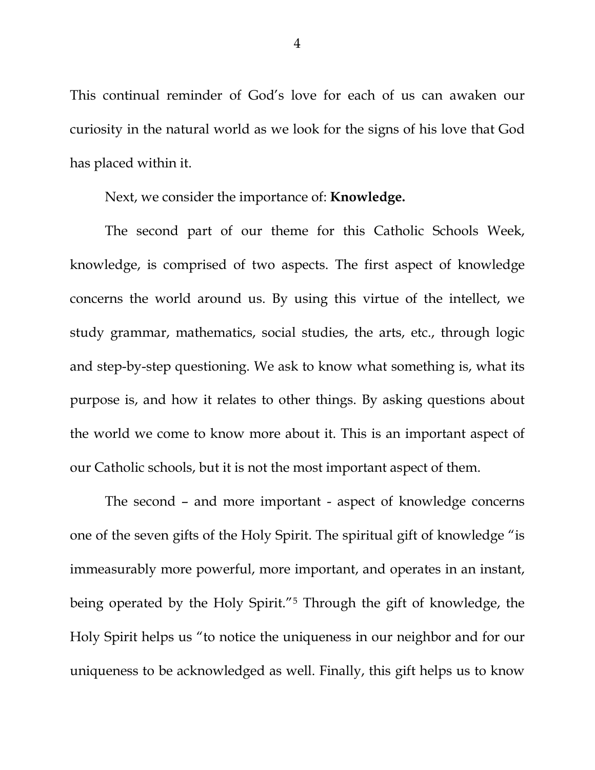This continual reminder of God's love for each of us can awaken our curiosity in the natural world as we look for the signs of his love that God has placed within it.

Next, we consider the importance of: **Knowledge.**

The second part of our theme for this Catholic Schools Week, knowledge, is comprised of two aspects. The first aspect of knowledge concerns the world around us. By using this virtue of the intellect, we study grammar, mathematics, social studies, the arts, etc., through logic and step-by-step questioning. We ask to know what something is, what its purpose is, and how it relates to other things. By asking questions about the world we come to know more about it. This is an important aspect of our Catholic schools, but it is not the most important aspect of them.

The second – and more important - aspect of knowledge concerns one of the seven gifts of the Holy Spirit. The spiritual gift of knowledge "is immeasurably more powerful, more important, and operates in an instant, being operated by the Holy Spirit."[5] Through the gift of knowledge, the Holy Spirit helps us "to notice the uniqueness in our neighbor and for our uniqueness to be acknowledged as well. Finally, this gift helps us to know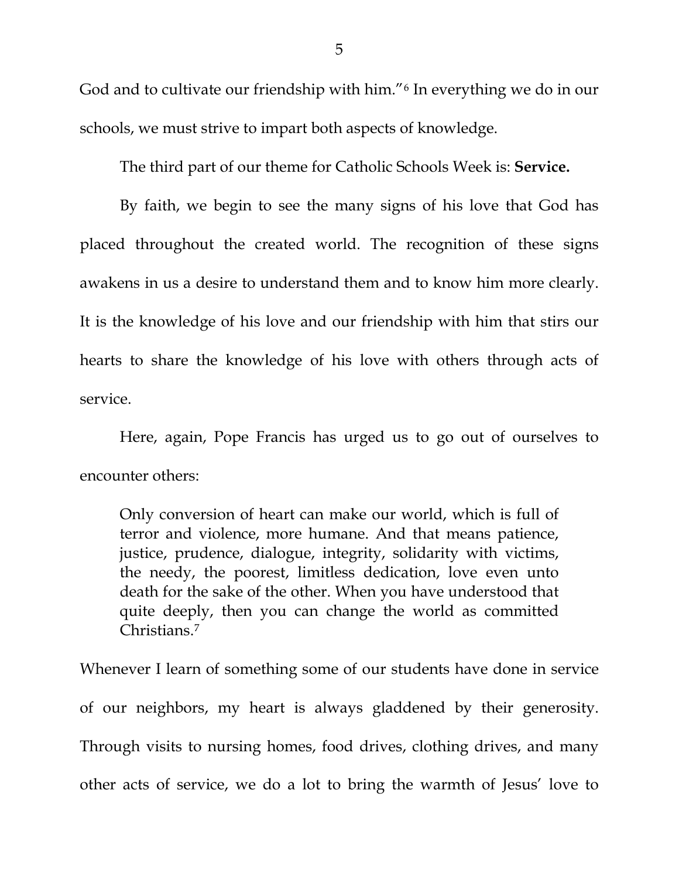God and to cultivate our friendship with him."[6] In everything we do in our schools, we must strive to impart both aspects of knowledge.

The third part of our theme for Catholic Schools Week is: **Service.**

By faith, we begin to see the many signs of his love that God has placed throughout the created world. The recognition of these signs awakens in us a desire to understand them and to know him more clearly. It is the knowledge of his love and our friendship with him that stirs our hearts to share the knowledge of his love with others through acts of service.

Here, again, Pope Francis has urged us to go out of ourselves to encounter others:

> Only conversion of heart can make our world, which is full of terror and violence, more humane. And that means patience, justice, prudence, dialogue, integrity, solidarity with victims, the needy, the poorest, limitless dedication, love even unto death for the sake of the other. When you have understood that quite deeply, then you can change the world as committed Christians.[7]

Whenever I learn of something some of our students have done in service of our neighbors, my heart is always gladdened by their generosity. Through visits to nursing homes, food drives, clothing drives, and many other acts of service, we do a lot to bring the warmth of Jesus' love to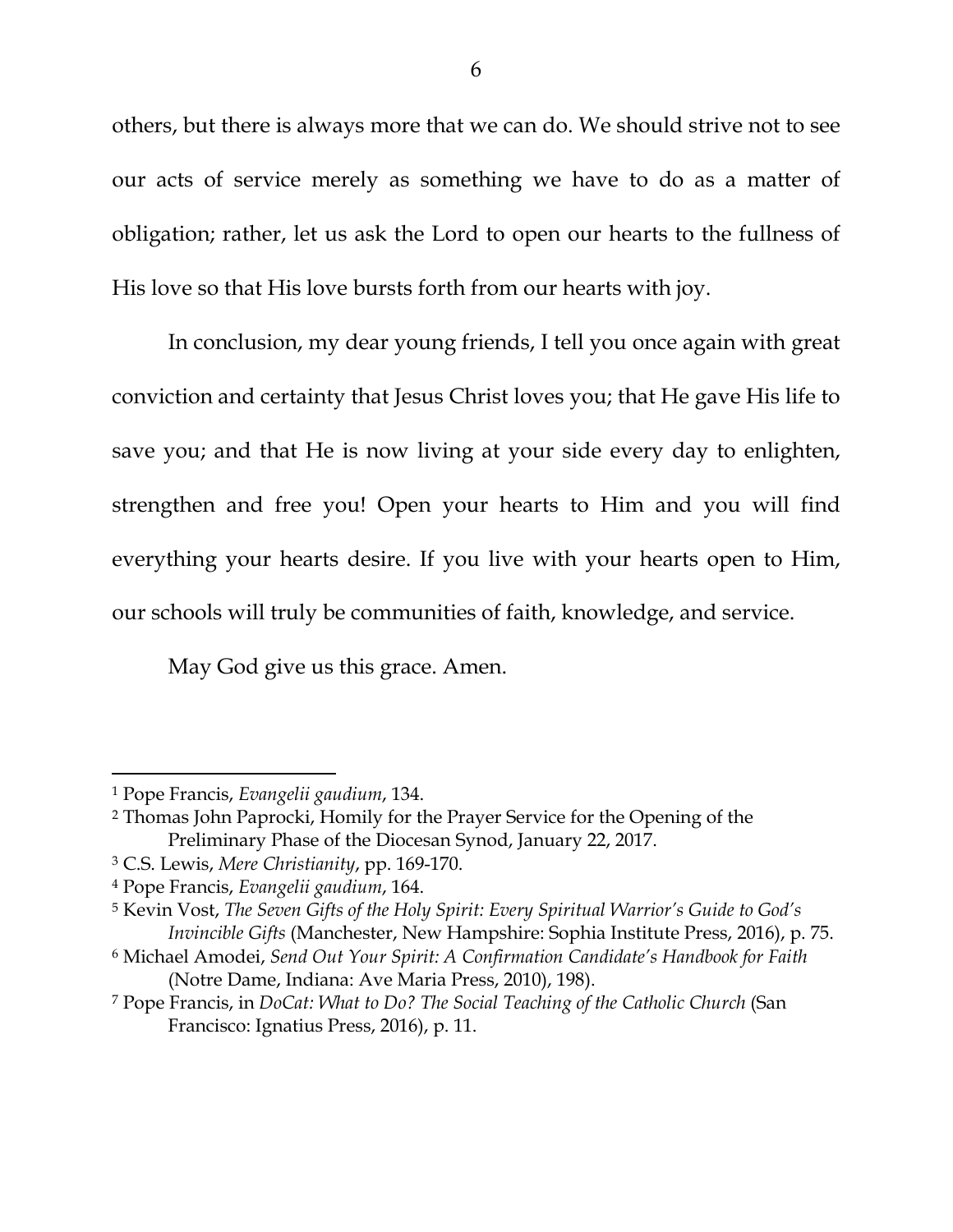others, but there is always more that we can do. We should strive not to see our acts of service merely as something we have to do as a matter of obligation; rather, let us ask the Lord to open our hearts to the fullness of His love so that His love bursts forth from our hearts with joy.

In conclusion, my dear young friends, I tell you once again with great conviction and certainty that Jesus Christ loves you; that He gave His life to save you; and that He is now living at your side every day to enlighten, strengthen and free you! Open your hearts to Him and you will find everything your hearts desire. If you live with your hearts open to Him, our schools will truly be communities of faith, knowledge, and service.

May God give us this grace. Amen.

---

[1] Pope Francis, *Evangelii gaudium*, 134.

[2] Thomas John Paprocki, Homily for the Prayer Service for the Opening of the Preliminary Phase of the Diocesan Synod, January 22, 2017.

[3] C.S. Lewis, *Mere Christianity*, pp. 169-170.

[4] Pope Francis, *Evangelii gaudium*, 164.

[5] Kevin Vost, *The Seven Gifts of the Holy Spirit: Every Spiritual Warrior's Guide to God's Invincible Gifts* (Manchester, New Hampshire: Sophia Institute Press, 2016), p. 75.

[6] Michael Amodei, *Send Out Your Spirit: A Confirmation Candidate's Handbook for Faith* (Notre Dame, Indiana: Ave Maria Press, 2010), 198).

[7] Pope Francis, in *DoCat: What to Do? The Social Teaching of the Catholic Church* (San Francisco: Ignatius Press, 2016), p. 11.